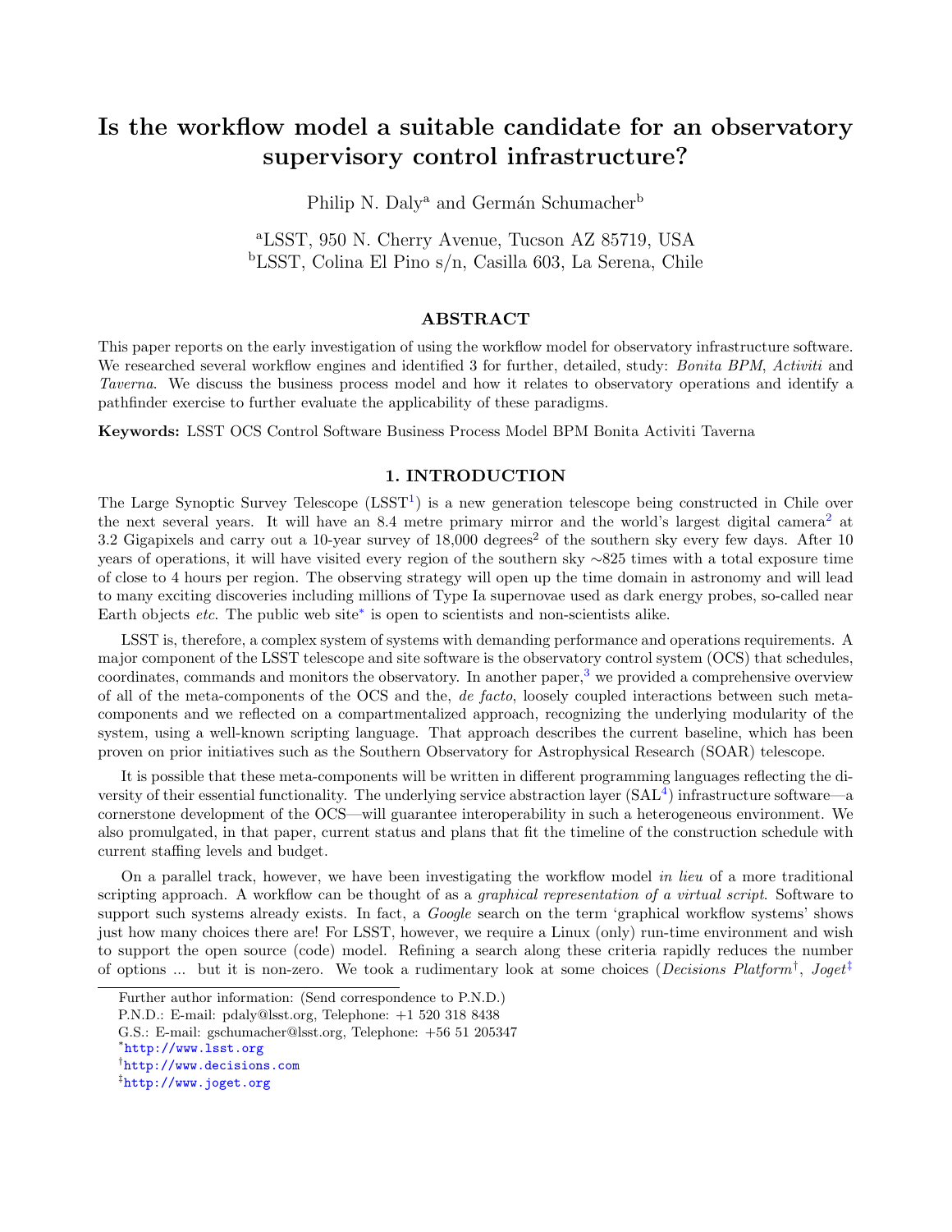# Is the workflow model a suitable candidate for an observatory supervisory control infrastructure?

Philip N. Daly[a] and Germán Schumacher[b]

[a]LSST, 950 N. Cherry Avenue, Tucson AZ 85719, USA
[b]LSST, Colina El Pino s/n, Casilla 603, La Serena, Chile

## ABSTRACT

This paper reports on the early investigation of using the workflow model for observatory infrastructure software. We researched several workflow engines and identified 3 for further, detailed, study: *Bonita BPM*, *Activiti* and *Taverna*. We discuss the business process model and how it relates to observatory operations and identify a pathfinder exercise to further evaluate the applicability of these paradigms.

**Keywords:** LSST OCS Control Software Business Process Model BPM Bonita Activiti Taverna

## 1. INTRODUCTION

The Large Synoptic Survey Telescope (LSST[1]) is a new generation telescope being constructed in Chile over the next several years. It will have an 8.4 metre primary mirror and the world's largest digital camera[2] at 3.2 Gigapixels and carry out a 10-year survey of 18,000 degrees$^2$ of the southern sky every few days. After 10 years of operations, it will have visited every region of the southern sky ∼825 times with a total exposure time of close to 4 hours per region. The observing strategy will open up the time domain in astronomy and will lead to many exciting discoveries including millions of Type Ia supernovae used as dark energy probes, so-called near Earth objects *etc*. The public web site[*] is open to scientists and non-scientists alike.

LSST is, therefore, a complex system of systems with demanding performance and operations requirements. A major component of the LSST telescope and site software is the observatory control system (OCS) that schedules, coordinates, commands and monitors the observatory. In another paper,[3] we provided a comprehensive overview of all of the meta-components of the OCS and the, *de facto*, loosely coupled interactions between such meta-components and we reflected on a compartmentalized approach, recognizing the underlying modularity of the system, using a well-known scripting language. That approach describes the current baseline, which has been proven on prior initiatives such as the Southern Observatory for Astrophysical Research (SOAR) telescope.

It is possible that these meta-components will be written in different programming languages reflecting the diversity of their essential functionality. The underlying service abstraction layer (SAL[4]) infrastructure software—a cornerstone development of the OCS—will guarantee interoperability in such a heterogeneous environment. We also promulgated, in that paper, current status and plans that fit the timeline of the construction schedule with current staffing levels and budget.

On a parallel track, however, we have been investigating the workflow model *in lieu* of a more traditional scripting approach. A workflow can be thought of as a *graphical representation of a virtual script*. Software to support such systems already exists. In fact, a *Google* search on the term 'graphical workflow systems' shows just how many choices there are! For LSST, however, we require a Linux (only) run-time environment and wish to support the open source (code) model. Refining a search along these criteria rapidly reduces the number of options ... but it is non-zero. We took a rudimentary look at some choices (*Decisions Platform*[†], *Joget*[‡]

Further author information: (Send correspondence to P.N.D.)
P.N.D.: E-mail: pdaly@lsst.org, Telephone: +1 520 318 8438
G.S.: E-mail: gschumacher@lsst.org, Telephone: +56 51 205347
[*]http://www.lsst.org
[†]http://www.decisions.com
[‡]http://www.joget.org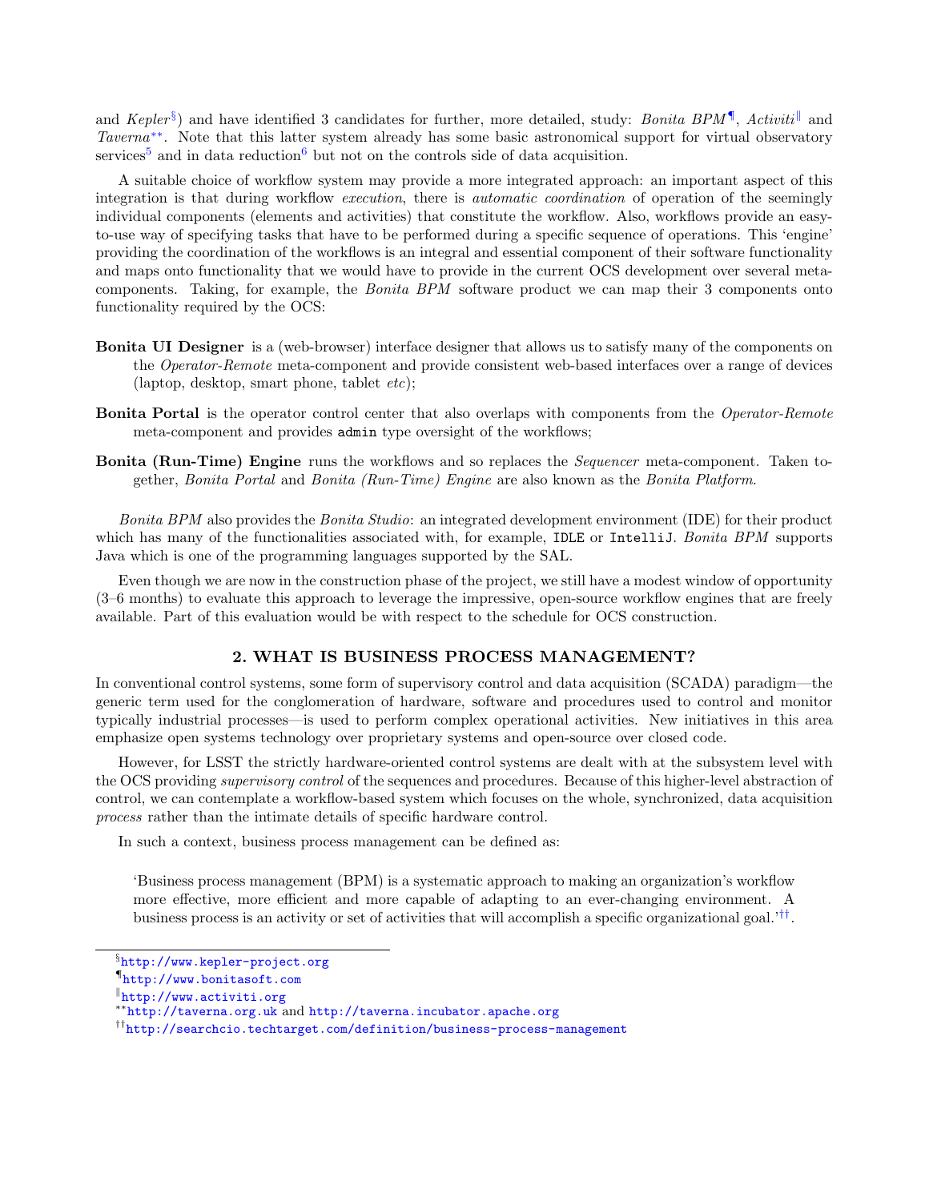and *Kepler*[§]) and have identified 3 candidates for further, more detailed, study: *Bonita BPM*[¶], *Activiti*[‖] and *Taverna*[**]. Note that this latter system already has some basic astronomical support for virtual observatory services[5] and in data reduction[6] but not on the controls side of data acquisition.

A suitable choice of workflow system may provide a more integrated approach: an important aspect of this integration is that during workflow *execution*, there is *automatic coordination* of operation of the seemingly individual components (elements and activities) that constitute the workflow. Also, workflows provide an easy-to-use way of specifying tasks that have to be performed during a specific sequence of operations. This 'engine' providing the coordination of the workflows is an integral and essential component of their software functionality and maps onto functionality that we would have to provide in the current OCS development over several meta-components. Taking, for example, the *Bonita BPM* software product we can map their 3 components onto functionality required by the OCS:

**Bonita UI Designer** is a (web-browser) interface designer that allows us to satisfy many of the components on the *Operator-Remote* meta-component and provide consistent web-based interfaces over a range of devices (laptop, desktop, smart phone, tablet *etc*);

**Bonita Portal** is the operator control center that also overlaps with components from the *Operator-Remote* meta-component and provides `admin` type oversight of the workflows;

**Bonita (Run-Time) Engine** runs the workflows and so replaces the *Sequencer* meta-component. Taken together, *Bonita Portal* and *Bonita (Run-Time) Engine* are also known as the *Bonita Platform*.

*Bonita BPM* also provides the *Bonita Studio*: an integrated development environment (IDE) for their product which has many of the functionalities associated with, for example, `IDLE` or `IntelliJ`. *Bonita BPM* supports Java which is one of the programming languages supported by the SAL.

Even though we are now in the construction phase of the project, we still have a modest window of opportunity (3–6 months) to evaluate this approach to leverage the impressive, open-source workflow engines that are freely available. Part of this evaluation would be with respect to the schedule for OCS construction.

## 2. WHAT IS BUSINESS PROCESS MANAGEMENT?

In conventional control systems, some form of supervisory control and data acquisition (SCADA) paradigm—the generic term used for the conglomeration of hardware, software and procedures used to control and monitor typically industrial processes—is used to perform complex operational activities. New initiatives in this area emphasize open systems technology over proprietary systems and open-source over closed code.

However, for LSST the strictly hardware-oriented control systems are dealt with at the subsystem level with the OCS providing *supervisory control* of the sequences and procedures. Because of this higher-level abstraction of control, we can contemplate a workflow-based system which focuses on the whole, synchronized, data acquisition *process* rather than the intimate details of specific hardware control.

In such a context, business process management can be defined as:

> 'Business process management (BPM) is a systematic approach to making an organization's workflow more effective, more efficient and more capable of adapting to an ever-changing environment. A business process is an activity or set of activities that will accomplish a specific organizational goal.'[††].

---

[§] http://www.kepler-project.org

[¶] http://www.bonitasoft.com

[‖] http://www.activiti.org

[**] http://taverna.org.uk and http://taverna.incubator.apache.org

[††] http://searchcio.techtarget.com/definition/business-process-management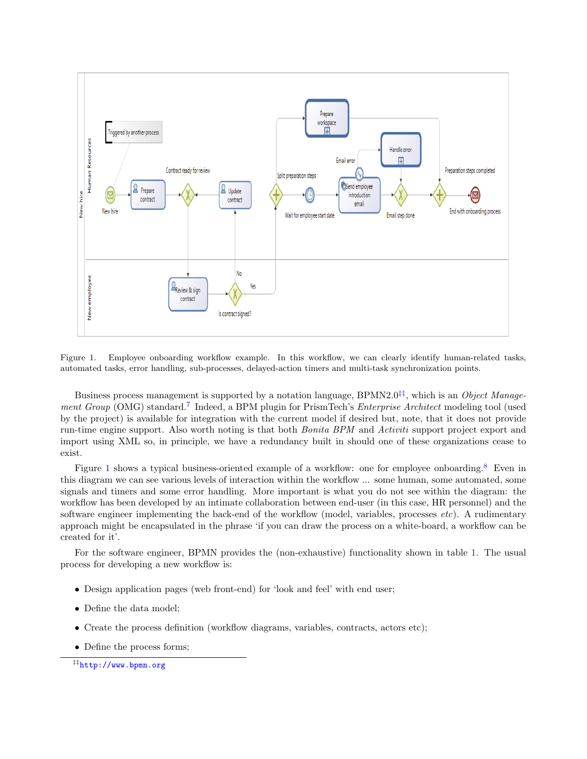Figure 1. Employee onboarding workflow example. In this workflow, we can clearly identify human-related tasks, automated tasks, error handling, sub-processes, delayed-action timers and multi-task synchronization points.

Business process management is supported by a notation language, BPMN2.0[‡‡], which is an *Object Management Group* (OMG) standard.[7] Indeed, a BPM plugin for PrismTech's *Enterprise Architect* modeling tool (used by the project) is available for integration with the current model if desired but, note, that it does not provide run-time engine support. Also worth noting is that both *Bonita BPM* and *Activiti* support project export and import using XML so, in principle, we have a redundancy built in should one of these organizations cease to exist.

Figure 1 shows a typical business-oriented example of a workflow: one for employee onboarding.[8] Even in this diagram we can see various levels of interaction within the workflow ... some human, some automated, some signals and timers and some error handling. More important is what you do not see within the diagram: the workflow has been developed by an intimate collaboration between end-user (in this case, HR personnel) and the software engineer implementing the back-end of the workflow (model, variables, processes *etc*). A rudimentary approach might be encapsulated in the phrase 'if you can draw the process on a white-board, a workflow can be created for it'.

For the software engineer, BPMN provides the (non-exhaustive) functionality shown in table 1. The usual process for developing a new workflow is:

- Design application pages (web front-end) for 'look and feel' with end user;
- Define the data model;
- Create the process definition (workflow diagrams, variables, contracts, actors etc);
- Define the process forms;

[‡‡] http://www.bpmn.org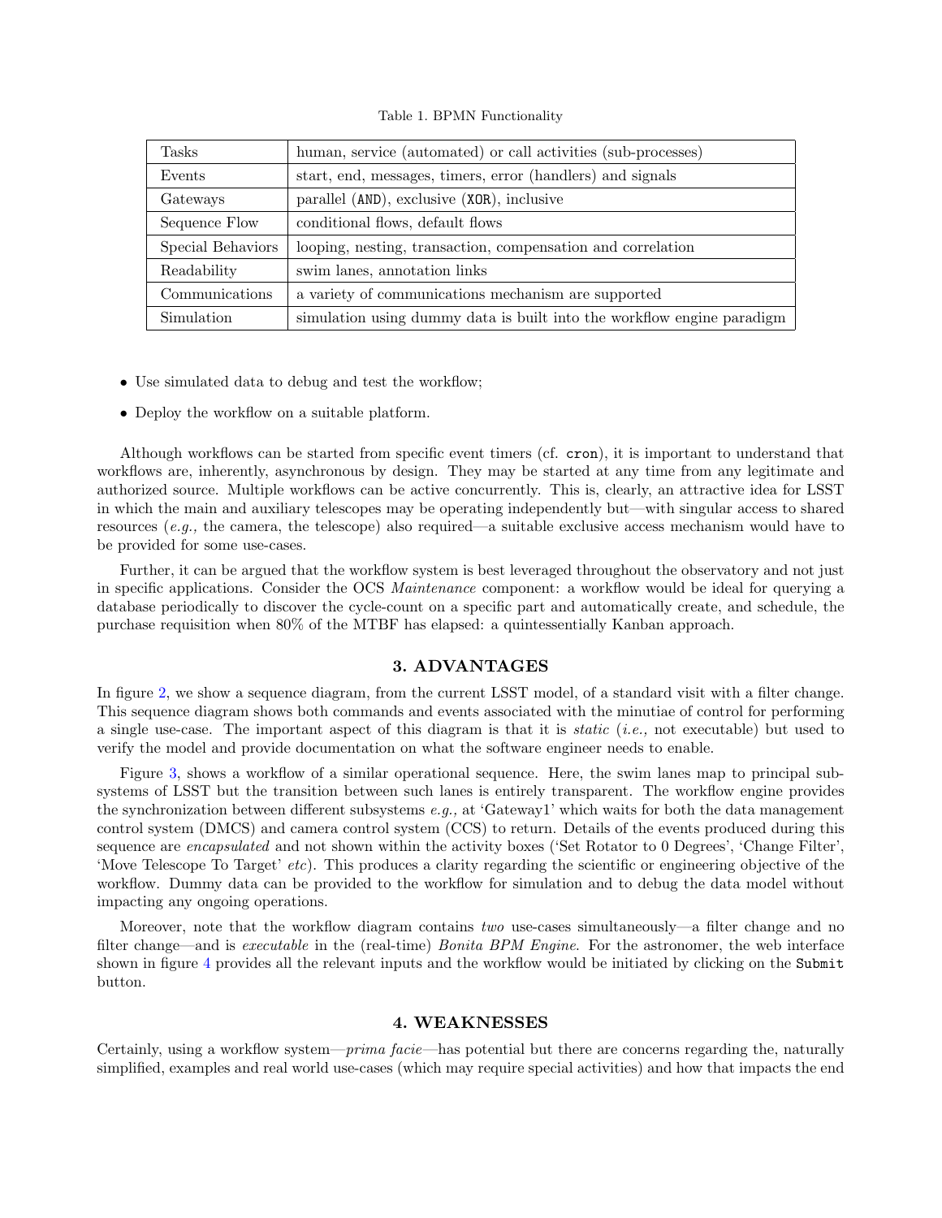Table 1. BPMN Functionality

| | |
|---|---|
| Tasks | human, service (automated) or call activities (sub-processes) |
| Events | start, end, messages, timers, error (handlers) and signals |
| Gateways | parallel (`AND`), exclusive (`XOR`), inclusive |
| Sequence Flow | conditional flows, default flows |
| Special Behaviors | looping, nesting, transaction, compensation and correlation |
| Readability | swim lanes, annotation links |
| Communications | a variety of communications mechanism are supported |
| Simulation | simulation using dummy data is built into the workflow engine paradigm |

- Use simulated data to debug and test the workflow;
- Deploy the workflow on a suitable platform.

Although workflows can be started from specific event timers (cf. `cron`), it is important to understand that workflows are, inherently, asynchronous by design. They may be started at any time from any legitimate and authorized source. Multiple workflows can be active concurrently. This is, clearly, an attractive idea for LSST in which the main and auxiliary telescopes may be operating independently but—with singular access to shared resources (*e.g.,* the camera, the telescope) also required—a suitable exclusive access mechanism would have to be provided for some use-cases.

Further, it can be argued that the workflow system is best leveraged throughout the observatory and not just in specific applications. Consider the OCS *Maintenance* component: a workflow would be ideal for querying a database periodically to discover the cycle-count on a specific part and automatically create, and schedule, the purchase requisition when 80% of the MTBF has elapsed: a quintessentially Kanban approach.

## 3. ADVANTAGES

In figure 2, we show a sequence diagram, from the current LSST model, of a standard visit with a filter change. This sequence diagram shows both commands and events associated with the minutiae of control for performing a single use-case. The important aspect of this diagram is that it is *static* (*i.e.,* not executable) but used to verify the model and provide documentation on what the software engineer needs to enable.

Figure 3, shows a workflow of a similar operational sequence. Here, the swim lanes map to principal sub-systems of LSST but the transition between such lanes is entirely transparent. The workflow engine provides the synchronization between different subsystems *e.g.,* at 'Gateway1' which waits for both the data management control system (DMCS) and camera control system (CCS) to return. Details of the events produced during this sequence are *encapsulated* and not shown within the activity boxes ('Set Rotator to 0 Degrees', 'Change Filter', 'Move Telescope To Target' *etc*). This produces a clarity regarding the scientific or engineering objective of the workflow. Dummy data can be provided to the workflow for simulation and to debug the data model without impacting any ongoing operations.

Moreover, note that the workflow diagram contains *two* use-cases simultaneously—a filter change and no filter change—and is *executable* in the (real-time) *Bonita BPM Engine*. For the astronomer, the web interface shown in figure 4 provides all the relevant inputs and the workflow would be initiated by clicking on the `Submit` button.

## 4. WEAKNESSES

Certainly, using a workflow system—*prima facie*—has potential but there are concerns regarding the, naturally simplified, examples and real world use-cases (which may require special activities) and how that impacts the end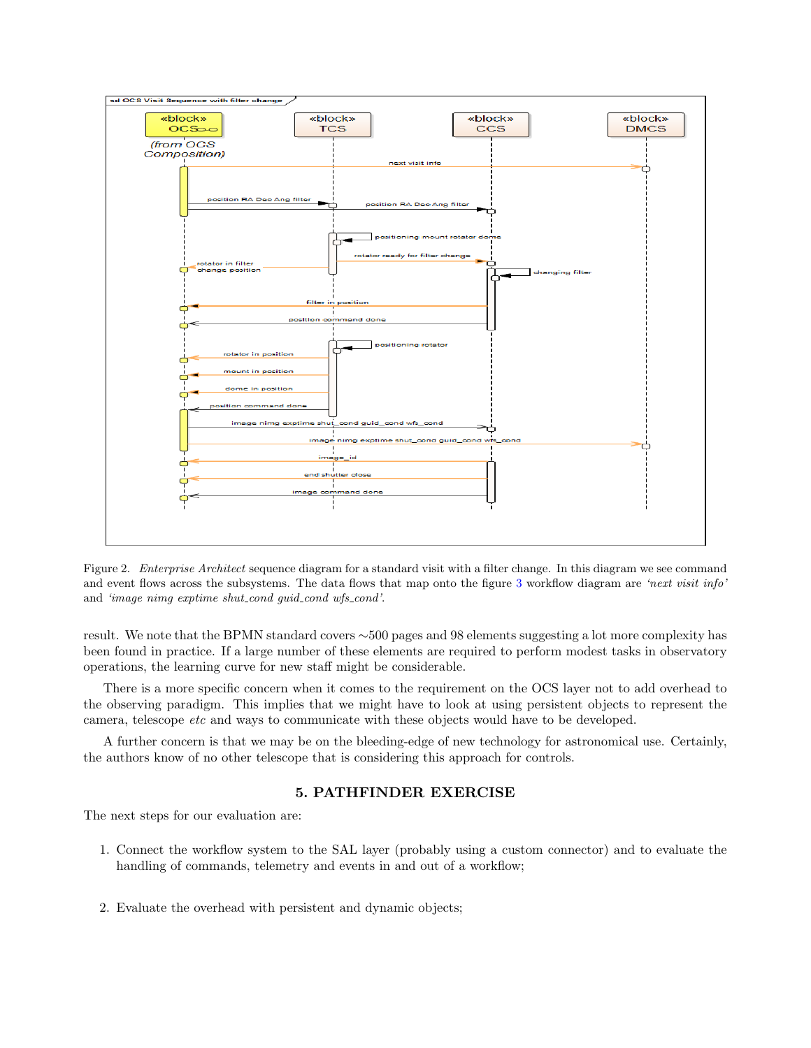Figure 2. *Enterprise Architect* sequence diagram for a standard visit with a filter change. In this diagram we see command and event flows across the subsystems. The data flows that map onto the figure 3 workflow diagram are *'next visit info'* and *'image nimg exptime shut_cond guid_cond wfs_cond'*.

result. We note that the BPMN standard covers ∼500 pages and 98 elements suggesting a lot more complexity has been found in practice. If a large number of these elements are required to perform modest tasks in observatory operations, the learning curve for new staff might be considerable.

There is a more specific concern when it comes to the requirement on the OCS layer not to add overhead to the observing paradigm. This implies that we might have to look at using persistent objects to represent the camera, telescope *etc* and ways to communicate with these objects would have to be developed.

A further concern is that we may be on the bleeding-edge of new technology for astronomical use. Certainly, the authors know of no other telescope that is considering this approach for controls.

## 5. PATHFINDER EXERCISE

The next steps for our evaluation are:

1. Connect the workflow system to the SAL layer (probably using a custom connector) and to evaluate the handling of commands, telemetry and events in and out of a workflow;

2. Evaluate the overhead with persistent and dynamic objects;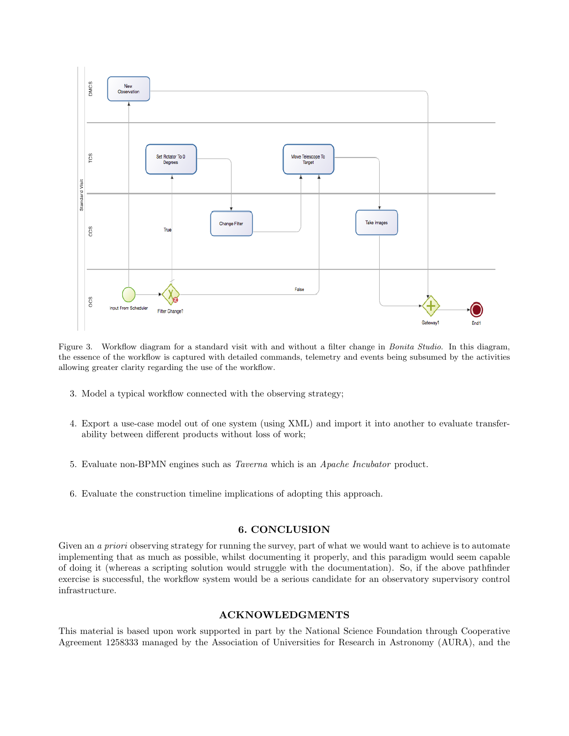Figure 3. Workflow diagram for a standard visit with and without a filter change in *Bonita Studio*. In this diagram, the essence of the workflow is captured with detailed commands, telemetry and events being subsumed by the activities allowing greater clarity regarding the use of the workflow.

3. Model a typical workflow connected with the observing strategy;

4. Export a use-case model out of one system (using XML) and import it into another to evaluate transferability between different products without loss of work;

5. Evaluate non-BPMN engines such as *Taverna* which is an *Apache Incubator* product.

6. Evaluate the construction timeline implications of adopting this approach.

## 6. CONCLUSION

Given an *a priori* observing strategy for running the survey, part of what we would want to achieve is to automate implementing that as much as possible, whilst documenting it properly, and this paradigm would seem capable of doing it (whereas a scripting solution would struggle with the documentation). So, if the above pathfinder exercise is successful, the workflow system would be a serious candidate for an observatory supervisory control infrastructure.

## ACKNOWLEDGMENTS

This material is based upon work supported in part by the National Science Foundation through Cooperative Agreement 1258333 managed by the Association of Universities for Research in Astronomy (AURA), and the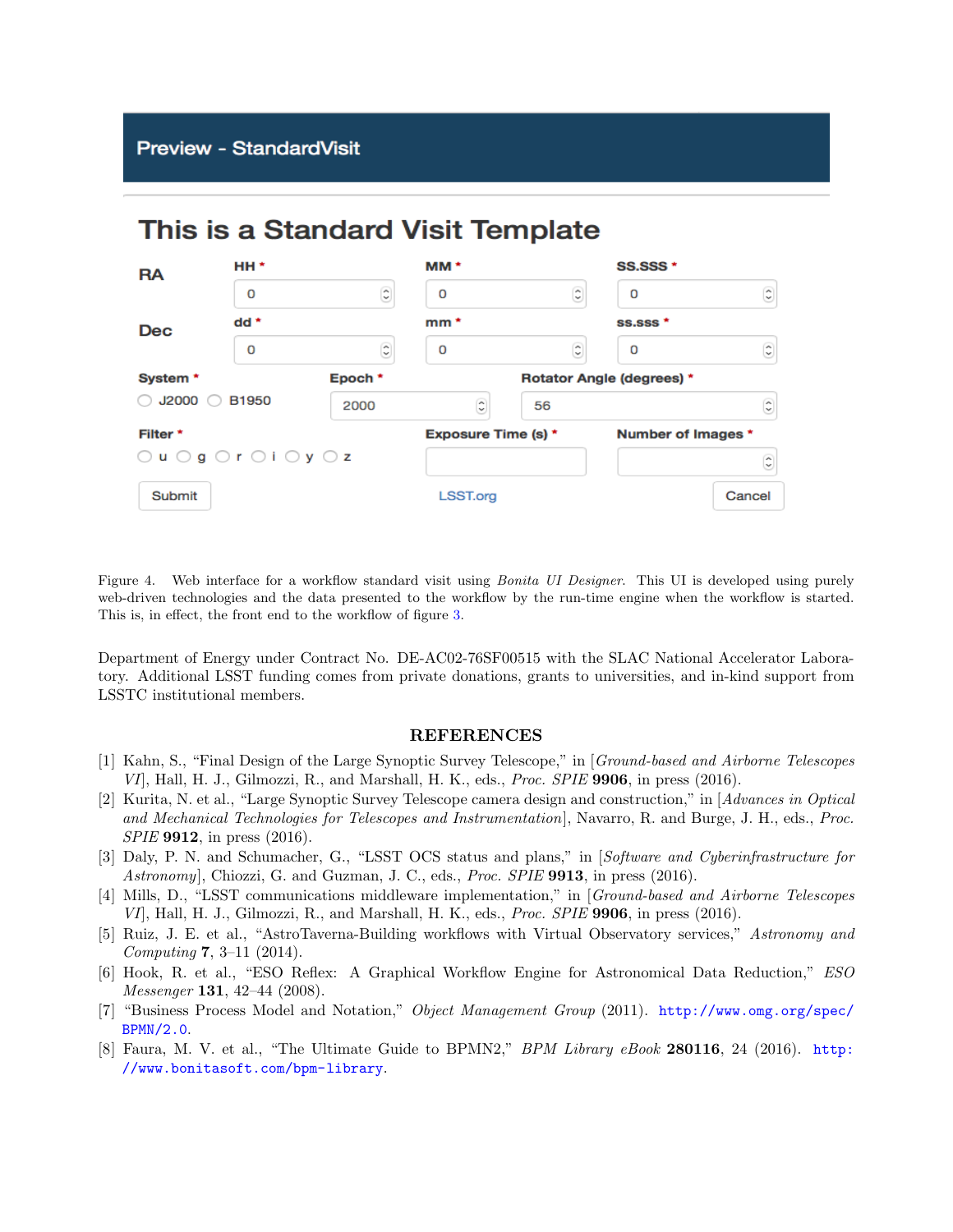Figure 4. Web interface for a workflow standard visit using *Bonita UI Designer*. This UI is developed using purely web-driven technologies and the data presented to the workflow by the run-time engine when the workflow is started. This is, in effect, the front end to the workflow of figure 3.

Department of Energy under Contract No. DE-AC02-76SF00515 with the SLAC National Accelerator Laboratory. Additional LSST funding comes from private donations, grants to universities, and in-kind support from LSSTC institutional members.

## REFERENCES

[1] Kahn, S., "Final Design of the Large Synoptic Survey Telescope," in [*Ground-based and Airborne Telescopes VI*], Hall, H. J., Gilmozzi, R., and Marshall, H. K., eds., *Proc. SPIE* **9906**, in press (2016).

[2] Kurita, N. et al., "Large Synoptic Survey Telescope camera design and construction," in [*Advances in Optical and Mechanical Technologies for Telescopes and Instrumentation*], Navarro, R. and Burge, J. H., eds., *Proc. SPIE* **9912**, in press (2016).

[3] Daly, P. N. and Schumacher, G., "LSST OCS status and plans," in [*Software and Cyberinfrastructure for Astronomy*], Chiozzi, G. and Guzman, J. C., eds., *Proc. SPIE* **9913**, in press (2016).

[4] Mills, D., "LSST communications middleware implementation," in [*Ground-based and Airborne Telescopes VI*], Hall, H. J., Gilmozzi, R., and Marshall, H. K., eds., *Proc. SPIE* **9906**, in press (2016).

[5] Ruiz, J. E. et al., "AstroTaverna-Building workflows with Virtual Observatory services," *Astronomy and Computing* **7**, 3–11 (2014).

[6] Hook, R. et al., "ESO Reflex: A Graphical Workflow Engine for Astronomical Data Reduction," *ESO Messenger* **131**, 42–44 (2008).

[7] "Business Process Model and Notation," *Object Management Group* (2011). http://www.omg.org/spec/BPMN/2.0.

[8] Faura, M. V. et al., "The Ultimate Guide to BPMN2," *BPM Library eBook* **280116**, 24 (2016). http://www.bonitasoft.com/bpm-library.